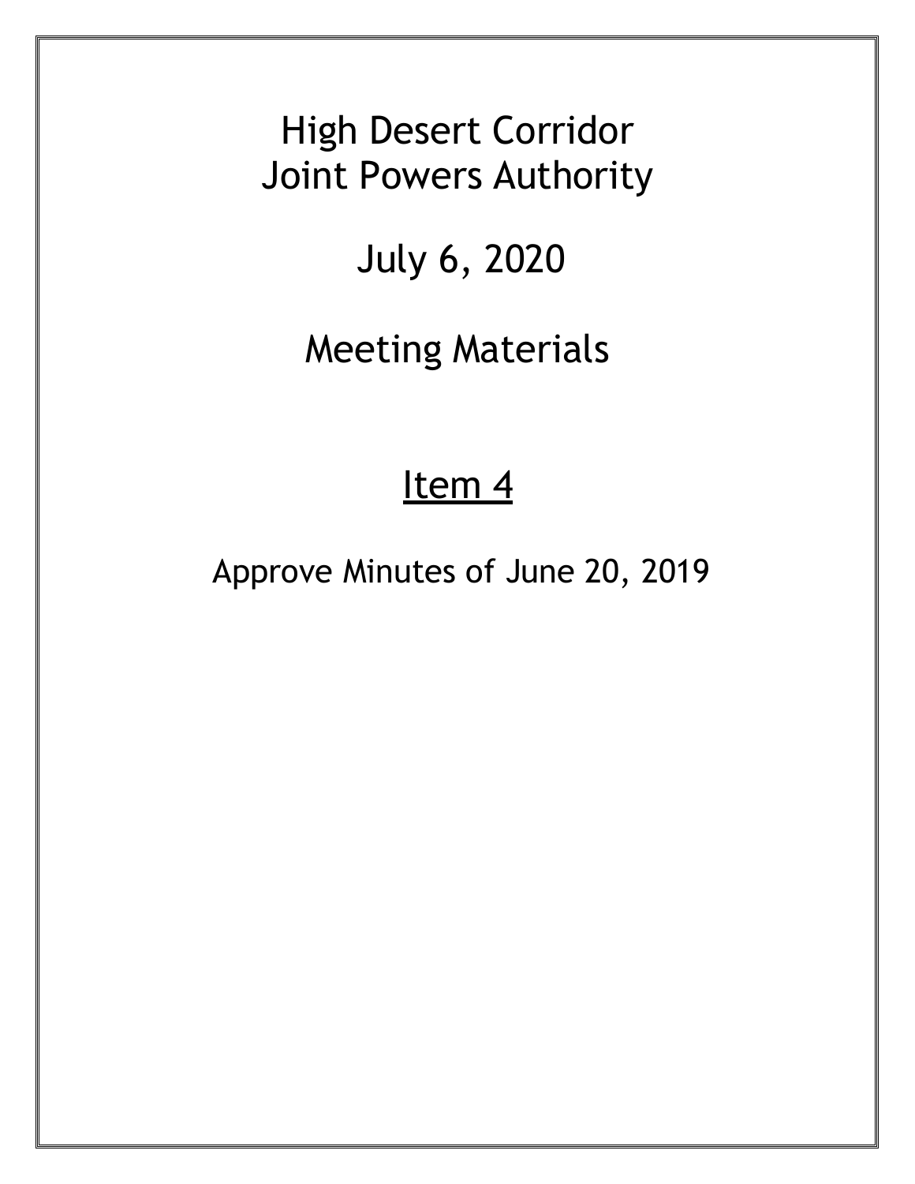# High Desert Corridor Joint Powers Authority

## July 6, 2020

## Meeting Materials

## Item 4

Approve Minutes of June 20, 2019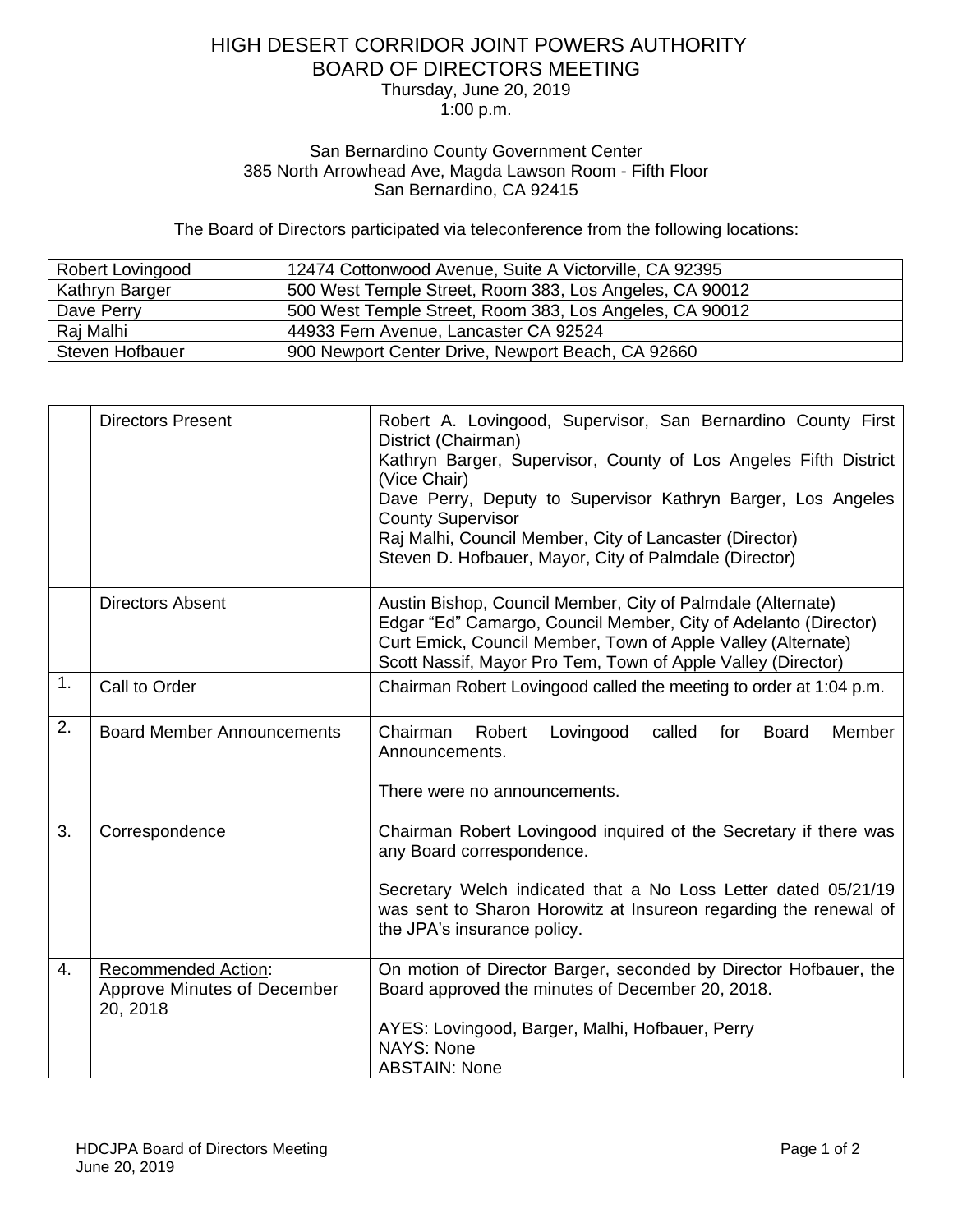# HIGH DESERT CORRIDOR JOINT POWERS AUTHORITY
## BOARD OF DIRECTORS MEETING

Thursday, June 20, 2019
1:00 p.m.

San Bernardino County Government Center
385 North Arrowhead Ave, Magda Lawson Room - Fifth Floor
San Bernardino, CA 92415

The Board of Directors participated via teleconference from the following locations:

| | |
|---|---|
| Robert Lovingood | 12474 Cottonwood Avenue, Suite A Victorville, CA 92395 |
| Kathryn Barger | 500 West Temple Street, Room 383, Los Angeles, CA 90012 |
| Dave Perry | 500 West Temple Street, Room 383, Los Angeles, CA 90012 |
| Raj Malhi | 44933 Fern Avenue, Lancaster CA 92524 |
| Steven Hofbauer | 900 Newport Center Drive, Newport Beach, CA 92660 |

| | | |
|---|---|---|
| | Directors Present | Robert A. Lovingood, Supervisor, San Bernardino County First District (Chairman)<br>Kathryn Barger, Supervisor, County of Los Angeles Fifth District (Vice Chair)<br>Dave Perry, Deputy to Supervisor Kathryn Barger, Los Angeles County Supervisor<br>Raj Malhi, Council Member, City of Lancaster (Director)<br>Steven D. Hofbauer, Mayor, City of Palmdale (Director) |
| | Directors Absent | Austin Bishop, Council Member, City of Palmdale (Alternate)<br>Edgar "Ed" Camargo, Council Member, City of Adelanto (Director)<br>Curt Emick, Council Member, Town of Apple Valley (Alternate)<br>Scott Nassif, Mayor Pro Tem, Town of Apple Valley (Director) |
| 1. | Call to Order | Chairman Robert Lovingood called the meeting to order at 1:04 p.m. |
| 2. | Board Member Announcements | Chairman Robert Lovingood called for Board Member Announcements.<br><br>There were no announcements. |
| 3. | Correspondence | Chairman Robert Lovingood inquired of the Secretary if there was any Board correspondence.<br><br>Secretary Welch indicated that a No Loss Letter dated 05/21/19 was sent to Sharon Horowitz at Insureon regarding the renewal of the JPA's insurance policy. |
| 4. | Recommended Action:<br>Approve Minutes of December 20, 2018 | On motion of Director Barger, seconded by Director Hofbauer, the Board approved the minutes of December 20, 2018.<br><br>AYES: Lovingood, Barger, Malhi, Hofbauer, Perry<br>NAYS: None<br>ABSTAIN: None |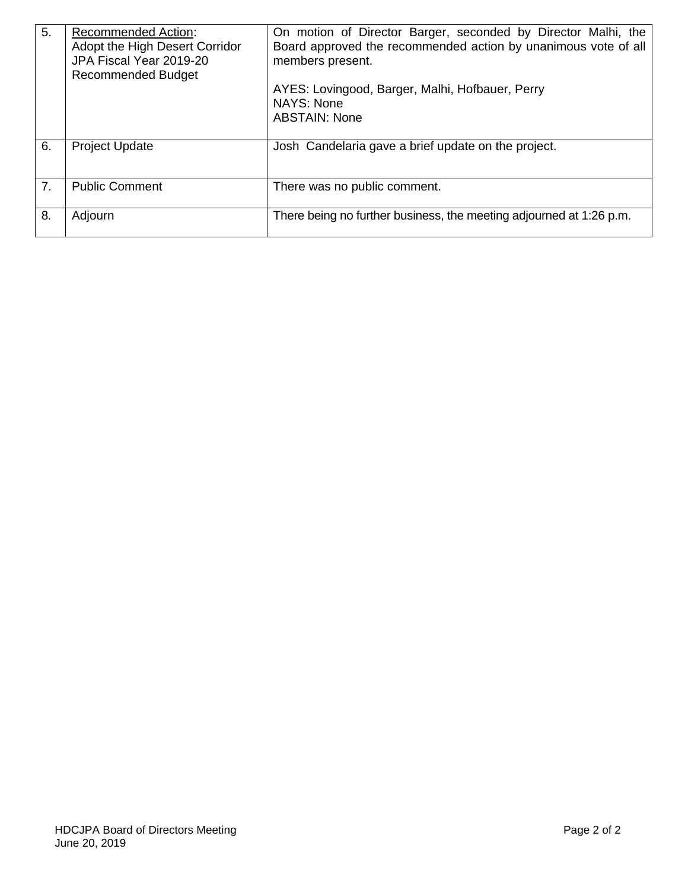| | | |
|---|---|---|
| 5. | <u>Recommended Action</u>:<br>Adopt the High Desert Corridor JPA Fiscal Year 2019-20 Recommended Budget | On motion of Director Barger, seconded by Director Malhi, the Board approved the recommended action by unanimous vote of all members present.<br><br>AYES: Lovingood, Barger, Malhi, Hofbauer, Perry<br>NAYS: None<br>ABSTAIN: None |
| 6. | Project Update | Josh Candelaria gave a brief update on the project. |
| 7. | Public Comment | There was no public comment. |
| 8. | Adjourn | There being no further business, the meeting adjourned at 1:26 p.m. |